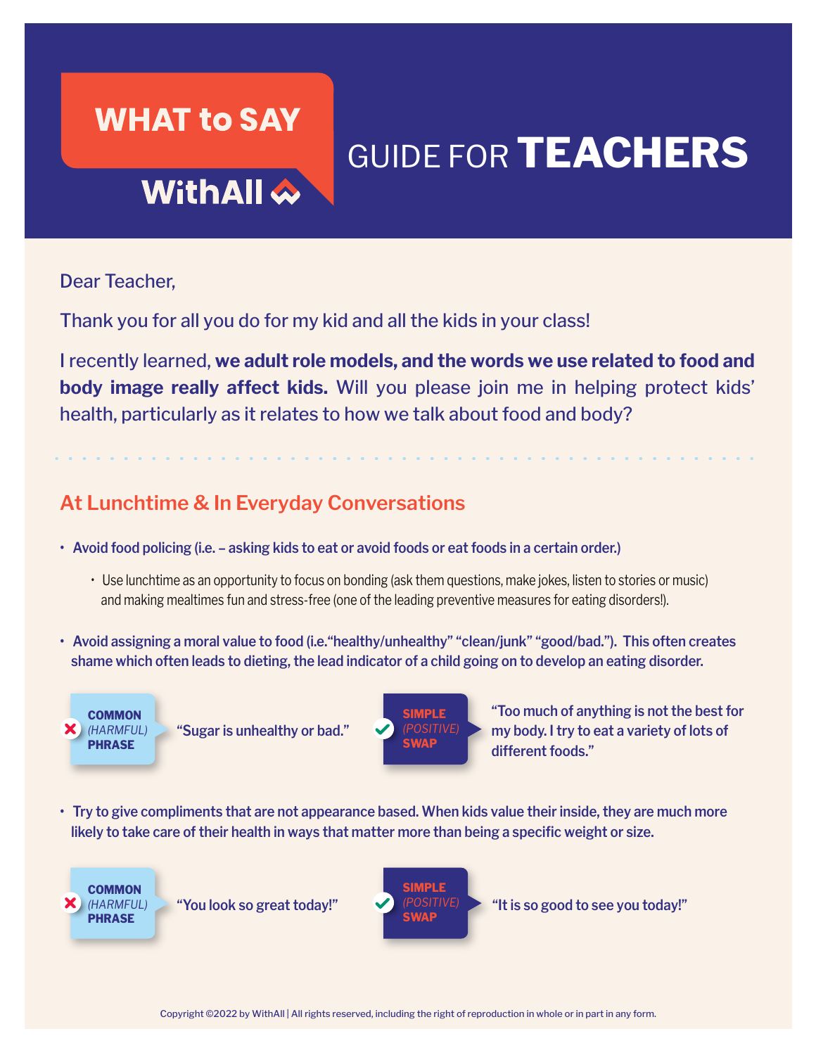# WHAT to SAY

**WithAll**

# GUIDE FOR **TEACHERS**

Dear Teacher,

Thank you for all you do for my kid and all the kids in your class!

I recently learned, **we adult role models, and the words we use related to food and body image really affect kids.** Will you please join me in helping protect kids' health, particularly as it relates to how we talk about food and body?

## At Lunchtime & In Everyday Conversations

- **Avoid food policing (i.e. – asking kids to eat or avoid foods or eat foods in a certain order.)**
  - Use lunchtime as an opportunity to focus on bonding (ask them questions, make jokes, listen to stories or music) and making mealtimes fun and stress-free (one of the leading preventive measures for eating disorders!).
- **Avoid assigning a moral value to food (i.e."healthy/unhealthy" "clean/junk" "good/bad."). This often creates shame which often leads to dieting, the lead indicator of a child going on to develop an eating disorder.**

| COMMON *(HARMFUL)* PHRASE | SIMPLE *(POSITIVE)* SWAP |
|---|---|
| "Sugar is unhealthy or bad." | "Too much of anything is not the best for my body. I try to eat a variety of lots of different foods." |

- **Try to give compliments that are not appearance based. When kids value their inside, they are much more likely to take care of their health in ways that matter more than being a specific weight or size.**

| COMMON *(HARMFUL)* PHRASE | SIMPLE *(POSITIVE)* SWAP |
|---|---|
| "You look so great today!" | "It is so good to see you today!" |

Copyright ©2022 by WithAll | All rights reserved, including the right of reproduction in whole or in part in any form.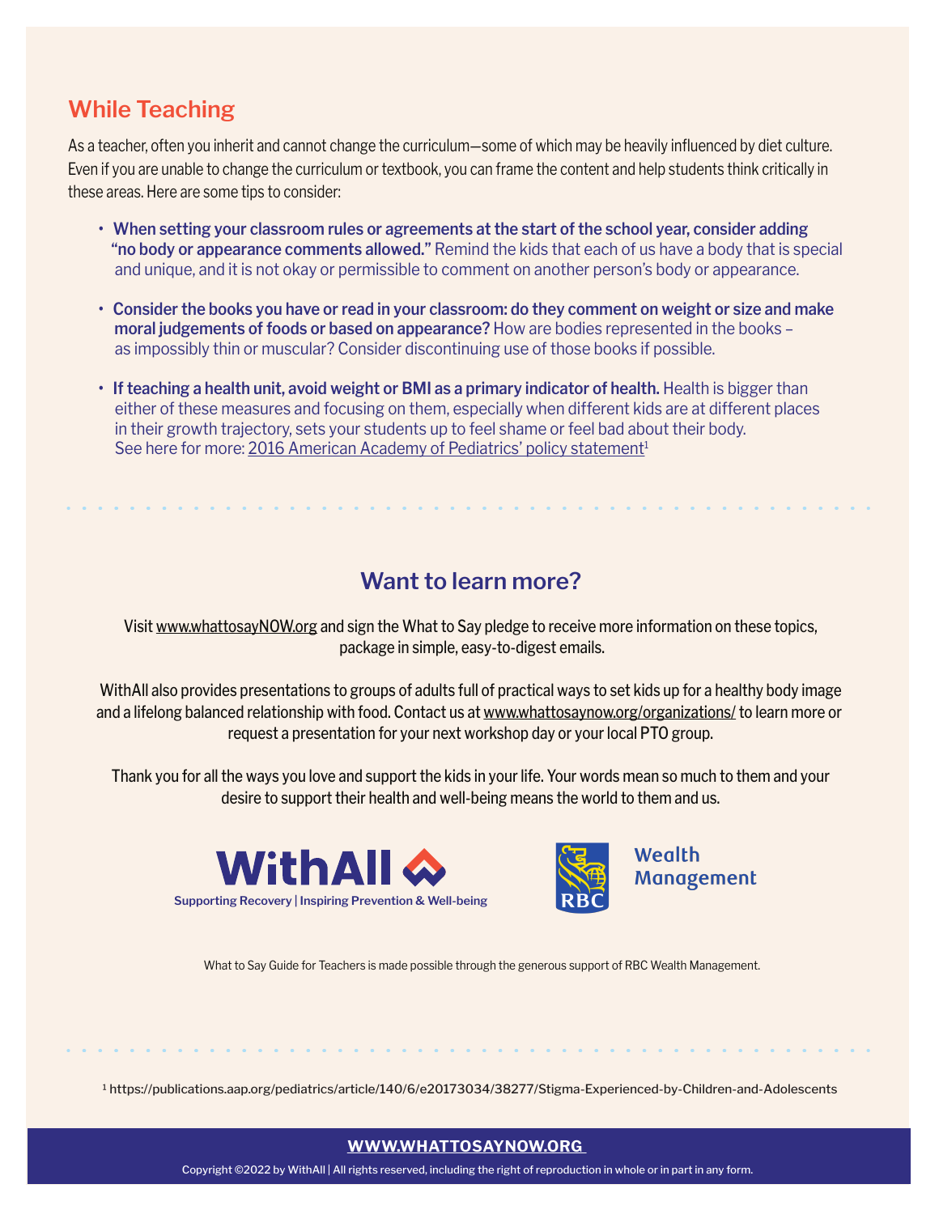## While Teaching

As a teacher, often you inherit and cannot change the curriculum—some of which may be heavily influenced by diet culture. Even if you are unable to change the curriculum or textbook, you can frame the content and help students think critically in these areas. Here are some tips to consider:

- **When setting your classroom rules or agreements at the start of the school year, consider adding "no body or appearance comments allowed."** Remind the kids that each of us have a body that is special and unique, and it is not okay or permissible to comment on another person's body or appearance.
- **Consider the books you have or read in your classroom: do they comment on weight or size and make moral judgements of foods or based on appearance?** How are bodies represented in the books – as impossibly thin or muscular? Consider discontinuing use of those books if possible.
- **If teaching a health unit, avoid weight or BMI as a primary indicator of health.** Health is bigger than either of these measures and focusing on them, especially when different kids are at different places in their growth trajectory, sets your students up to feel shame or feel bad about their body. See here for more: 2016 American Academy of Pediatrics' policy statement[1]

## Want to learn more?

Visit www.whattosayNOW.org and sign the What to Say pledge to receive more information on these topics, package in simple, easy-to-digest emails.

WithAll also provides presentations to groups of adults full of practical ways to set kids up for a healthy body image and a lifelong balanced relationship with food. Contact us at www.whattosaynow.org/organizations/ to learn more or request a presentation for your next workshop day or your local PTO group.

Thank you for all the ways you love and support the kids in your life. Your words mean so much to them and your desire to support their health and well-being means the world to them and us.

WithAll
Supporting Recovery | Inspiring Prevention & Well-being

RBC Wealth Management

What to Say Guide for Teachers is made possible through the generous support of RBC Wealth Management.

[1] https://publications.aap.org/pediatrics/article/140/6/e20173034/38277/Stigma-Experienced-by-Children-and-Adolescents

WWW.WHATTOSAYNOW.ORG

Copyright ©2022 by WithAll | All rights reserved, including the right of reproduction in whole or in part in any form.